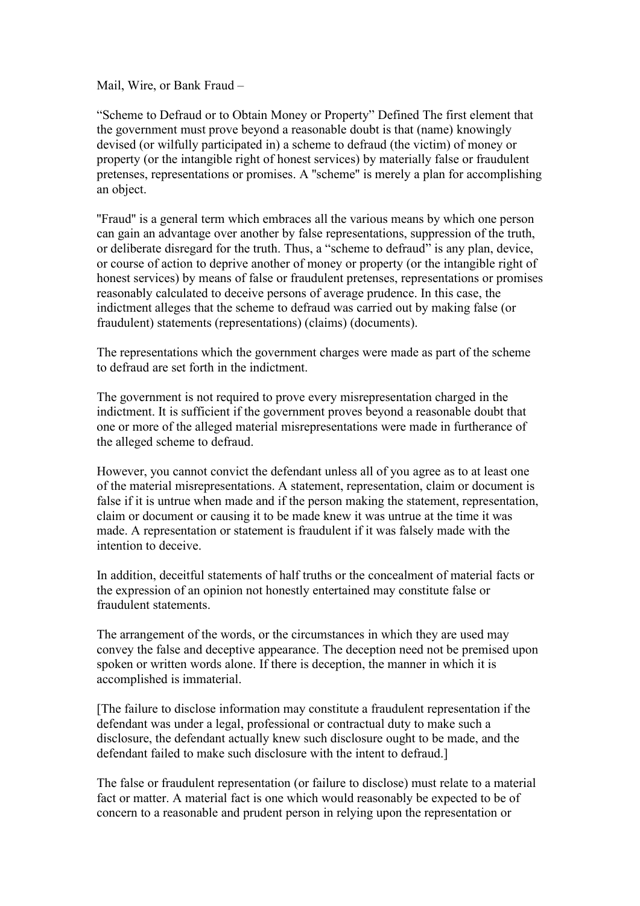Mail, Wire, or Bank Fraud –

“Scheme to Defraud or to Obtain Money or Property” Defined The first element that the government must prove beyond a reasonable doubt is that (name) knowingly devised (or wilfully participated in) a scheme to defraud (the victim) of money or property (or the intangible right of honest services) by materially false or fraudulent pretenses, representations or promises. A "scheme" is merely a plan for accomplishing an object.

"Fraud" is a general term which embraces all the various means by which one person can gain an advantage over another by false representations, suppression of the truth, or deliberate disregard for the truth. Thus, a “scheme to defraud” is any plan, device, or course of action to deprive another of money or property (or the intangible right of honest services) by means of false or fraudulent pretenses, representations or promises reasonably calculated to deceive persons of average prudence. In this case, the indictment alleges that the scheme to defraud was carried out by making false (or fraudulent) statements (representations) (claims) (documents).

The representations which the government charges were made as part of the scheme to defraud are set forth in the indictment.

The government is not required to prove every misrepresentation charged in the indictment. It is sufficient if the government proves beyond a reasonable doubt that one or more of the alleged material misrepresentations were made in furtherance of the alleged scheme to defraud.

However, you cannot convict the defendant unless all of you agree as to at least one of the material misrepresentations. A statement, representation, claim or document is false if it is untrue when made and if the person making the statement, representation, claim or document or causing it to be made knew it was untrue at the time it was made. A representation or statement is fraudulent if it was falsely made with the intention to deceive.

In addition, deceitful statements of half truths or the concealment of material facts or the expression of an opinion not honestly entertained may constitute false or fraudulent statements.

The arrangement of the words, or the circumstances in which they are used may convey the false and deceptive appearance. The deception need not be premised upon spoken or written words alone. If there is deception, the manner in which it is accomplished is immaterial.

[The failure to disclose information may constitute a fraudulent representation if the defendant was under a legal, professional or contractual duty to make such a disclosure, the defendant actually knew such disclosure ought to be made, and the defendant failed to make such disclosure with the intent to defraud.]

The false or fraudulent representation (or failure to disclose) must relate to a material fact or matter. A material fact is one which would reasonably be expected to be of concern to a reasonable and prudent person in relying upon the representation or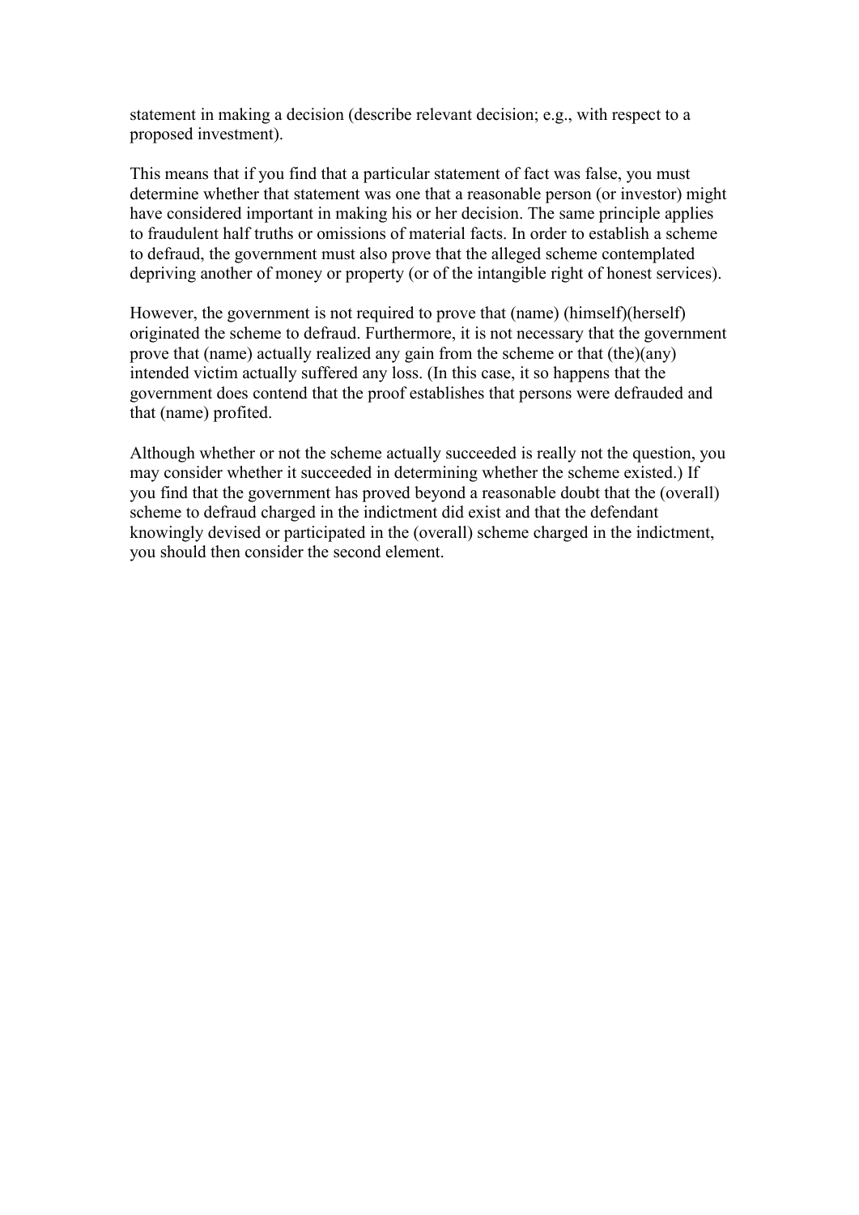statement in making a decision (describe relevant decision; e.g., with respect to a proposed investment).

This means that if you find that a particular statement of fact was false, you must determine whether that statement was one that a reasonable person (or investor) might have considered important in making his or her decision. The same principle applies to fraudulent half truths or omissions of material facts. In order to establish a scheme to defraud, the government must also prove that the alleged scheme contemplated depriving another of money or property (or of the intangible right of honest services).

However, the government is not required to prove that (name) (himself)(herself) originated the scheme to defraud. Furthermore, it is not necessary that the government prove that (name) actually realized any gain from the scheme or that (the)(any) intended victim actually suffered any loss. (In this case, it so happens that the government does contend that the proof establishes that persons were defrauded and that (name) profited.

Although whether or not the scheme actually succeeded is really not the question, you may consider whether it succeeded in determining whether the scheme existed.) If you find that the government has proved beyond a reasonable doubt that the (overall) scheme to defraud charged in the indictment did exist and that the defendant knowingly devised or participated in the (overall) scheme charged in the indictment, you should then consider the second element.